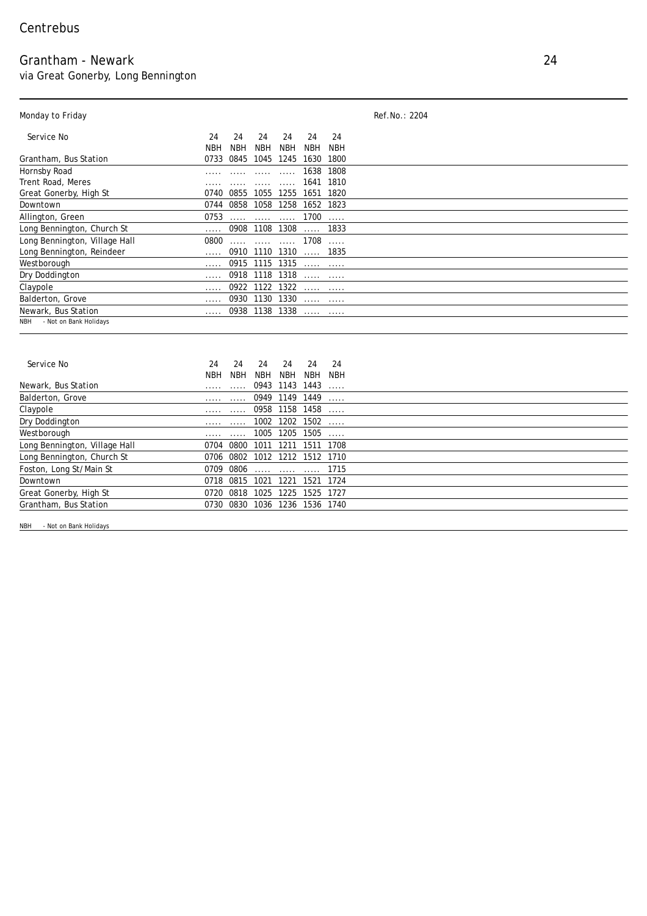Centrebus

# Grantham - Newark

24

via Great Gonerby, Long Bennington

Monday to Friday

Ref.No.: 2204

| Service No | 24 | 24 | 24 | 24 | 24 | 24 |
|---|---|---|---|---|---|---|
| | NBH | NBH | NBH | NBH | NBH | NBH |
| Grantham, Bus Station | 0733 | 0845 | 1045 | 1245 | 1630 | 1800 |
| Hornsby Road | ..... | ..... | ..... | ..... | 1638 | 1808 |
| Trent Road, Meres | ..... | ..... | ..... | ..... | 1641 | 1810 |
| Great Gonerby, High St | 0740 | 0855 | 1055 | 1255 | 1651 | 1820 |
| Downtown | 0744 | 0858 | 1058 | 1258 | 1652 | 1823 |
| Allington, Green | 0753 | ..... | ..... | ..... | 1700 | ..... |
| Long Bennington, Church St | ..... | 0908 | 1108 | 1308 | ..... | 1833 |
| Long Bennington, Village Hall | 0800 | ..... | ..... | ..... | 1708 | ..... |
| Long Bennington, Reindeer | ..... | 0910 | 1110 | 1310 | ..... | 1835 |
| Westborough | ..... | 0915 | 1115 | 1315 | ..... | ..... |
| Dry Doddington | ..... | 0918 | 1118 | 1318 | ..... | ..... |
| Claypole | ..... | 0922 | 1122 | 1322 | ..... | ..... |
| Balderton, Grove | ..... | 0930 | 1130 | 1330 | ..... | ..... |
| Newark, Bus Station | ..... | 0938 | 1138 | 1338 | ..... | ..... |

NBH - Not on Bank Holidays

| Service No | 24 | 24 | 24 | 24 | 24 | 24 |
|---|---|---|---|---|---|---|
| | NBH | NBH | NBH | NBH | NBH | NBH |
| Newark, Bus Station | ..... | ..... | 0943 | 1143 | 1443 | ..... |
| Balderton, Grove | ..... | ..... | 0949 | 1149 | 1449 | ..... |
| Claypole | ..... | ..... | 0958 | 1158 | 1458 | ..... |
| Dry Doddington | ..... | ..... | 1002 | 1202 | 1502 | ..... |
| Westborough | ..... | ..... | 1005 | 1205 | 1505 | ..... |
| Long Bennington, Village Hall | 0704 | 0800 | 1011 | 1211 | 1511 | 1708 |
| Long Bennington, Church St | 0706 | 0802 | 1012 | 1212 | 1512 | 1710 |
| Foston, Long St/Main St | 0709 | 0806 | ..... | ..... | ..... | 1715 |
| Downtown | 0718 | 0815 | 1021 | 1221 | 1521 | 1724 |
| Great Gonerby, High St | 0720 | 0818 | 1025 | 1225 | 1525 | 1727 |
| Grantham, Bus Station | 0730 | 0830 | 1036 | 1236 | 1536 | 1740 |

NBH - Not on Bank Holidays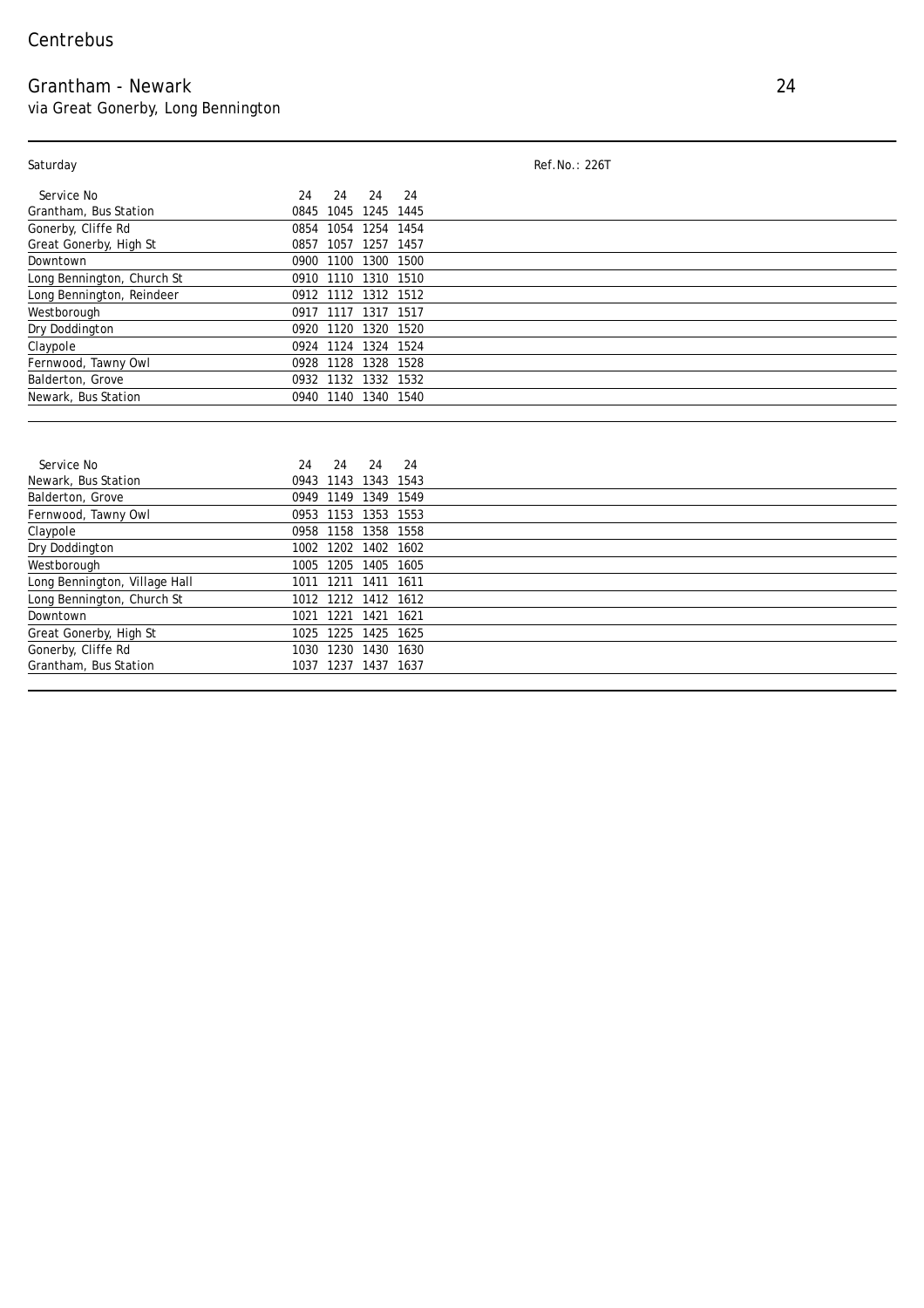Centrebus

## Grantham - Newark

24

via Great Gonerby, Long Bennington

Saturday

Ref.No.: 226T

| Service No | 24 | 24 | 24 | 24 |
|---|---|---|---|---|
| Grantham, Bus Station | 0845 | 1045 | 1245 | 1445 |
| Gonerby, Cliffe Rd | 0854 | 1054 | 1254 | 1454 |
| Great Gonerby, High St | 0857 | 1057 | 1257 | 1457 |
| Downtown | 0900 | 1100 | 1300 | 1500 |
| Long Bennington, Church St | 0910 | 1110 | 1310 | 1510 |
| Long Bennington, Reindeer | 0912 | 1112 | 1312 | 1512 |
| Westborough | 0917 | 1117 | 1317 | 1517 |
| Dry Doddington | 0920 | 1120 | 1320 | 1520 |
| Claypole | 0924 | 1124 | 1324 | 1524 |
| Fernwood, Tawny Owl | 0928 | 1128 | 1328 | 1528 |
| Balderton, Grove | 0932 | 1132 | 1332 | 1532 |
| Newark, Bus Station | 0940 | 1140 | 1340 | 1540 |

| Service No | 24 | 24 | 24 | 24 |
|---|---|---|---|---|
| Newark, Bus Station | 0943 | 1143 | 1343 | 1543 |
| Balderton, Grove | 0949 | 1149 | 1349 | 1549 |
| Fernwood, Tawny Owl | 0953 | 1153 | 1353 | 1553 |
| Claypole | 0958 | 1158 | 1358 | 1558 |
| Dry Doddington | 1002 | 1202 | 1402 | 1602 |
| Westborough | 1005 | 1205 | 1405 | 1605 |
| Long Bennington, Village Hall | 1011 | 1211 | 1411 | 1611 |
| Long Bennington, Church St | 1012 | 1212 | 1412 | 1612 |
| Downtown | 1021 | 1221 | 1421 | 1621 |
| Great Gonerby, High St | 1025 | 1225 | 1425 | 1625 |
| Gonerby, Cliffe Rd | 1030 | 1230 | 1430 | 1630 |
| Grantham, Bus Station | 1037 | 1237 | 1437 | 1637 |